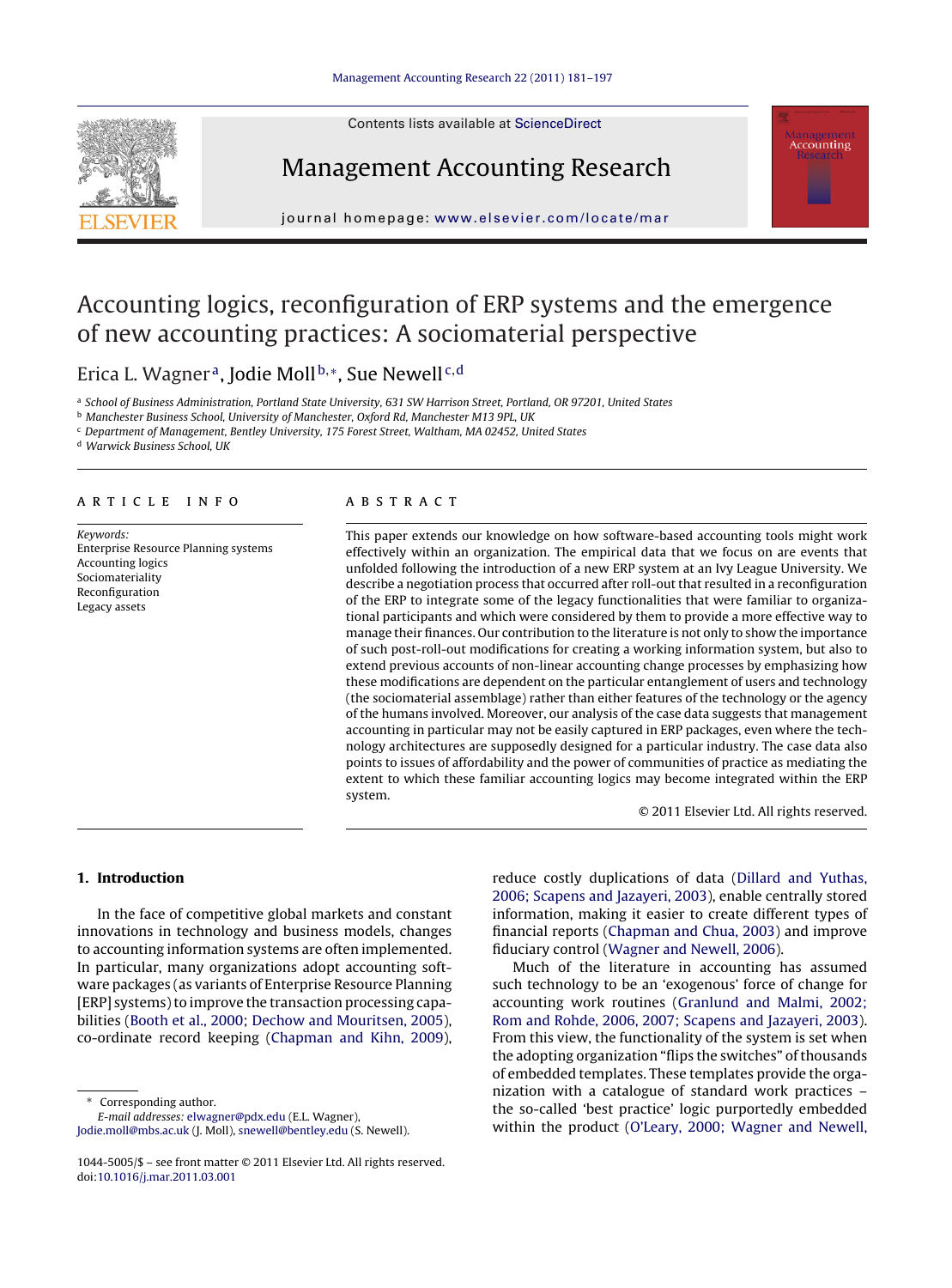# Accounting logics, reconfiguration of ERP systems and the emergence of new accounting practices: A sociomaterial perspective

Erica L. Wagner[a], Jodie Moll[b,*], Sue Newell[c,d]

[a] School of Business Administration, Portland State University, 631 SW Harrison Street, Portland, OR 97201, United States
[b] Manchester Business School, University of Manchester, Oxford Rd, Manchester M13 9PL, UK
[c] Department of Management, Bentley University, 175 Forest Street, Waltham, MA 02452, United States
[d] Warwick Business School, UK

## ARTICLE INFO

*Keywords:*
Enterprise Resource Planning systems
Accounting logics
Sociomateriality
Reconfiguration
Legacy assets

## ABSTRACT

This paper extends our knowledge on how software-based accounting tools might work effectively within an organization. The empirical data that we focus on are events that unfolded following the introduction of a new ERP system at an Ivy League University. We describe a negotiation process that occurred after roll-out that resulted in a reconfiguration of the ERP to integrate some of the legacy functionalities that were familiar to organizational participants and which were considered by them to provide a more effective way to manage their finances. Our contribution to the literature is not only to show the importance of such post-roll-out modifications for creating a working information system, but also to extend previous accounts of non-linear accounting change processes by emphasizing how these modifications are dependent on the particular entanglement of users and technology (the sociomaterial assemblage) rather than either features of the technology or the agency of the humans involved. Moreover, our analysis of the case data suggests that management accounting in particular may not be easily captured in ERP packages, even where the technology architectures are supposedly designed for a particular industry. The case data also points to issues of affordability and the power of communities of practice as mediating the extent to which these familiar accounting logics may become integrated within the ERP system.

© 2011 Elsevier Ltd. All rights reserved.

## 1. Introduction

In the face of competitive global markets and constant innovations in technology and business models, changes to accounting information systems are often implemented. In particular, many organizations adopt accounting software packages (as variants of Enterprise Resource Planning [ERP] systems) to improve the transaction processing capabilities (Booth et al., 2000; Dechow and Mouritsen, 2005), co-ordinate record keeping (Chapman and Kihn, 2009), reduce costly duplications of data (Dillard and Yuthas, 2006; Scapens and Jazayeri, 2003), enable centrally stored information, making it easier to create different types of financial reports (Chapman and Chua, 2003) and improve fiduciary control (Wagner and Newell, 2006).

Much of the literature in accounting has assumed such technology to be an 'exogenous' force of change for accounting work routines (Granlund and Malmi, 2002; Rom and Rohde, 2006, 2007; Scapens and Jazayeri, 2003). From this view, the functionality of the system is set when the adopting organization "flips the switches" of thousands of embedded templates. These templates provide the organization with a catalogue of standard work practices – the so-called 'best practice' logic purportedly embedded within the product (O'Leary, 2000; Wagner and Newell,

* Corresponding author.
*E-mail addresses:* elwagner@pdx.edu (E.L. Wagner), Jodie.moll@mbs.ac.uk (J. Moll), snewell@bentley.edu (S. Newell).

1044-5005/$ – see front matter © 2011 Elsevier Ltd. All rights reserved.
doi:10.1016/j.mar.2011.03.001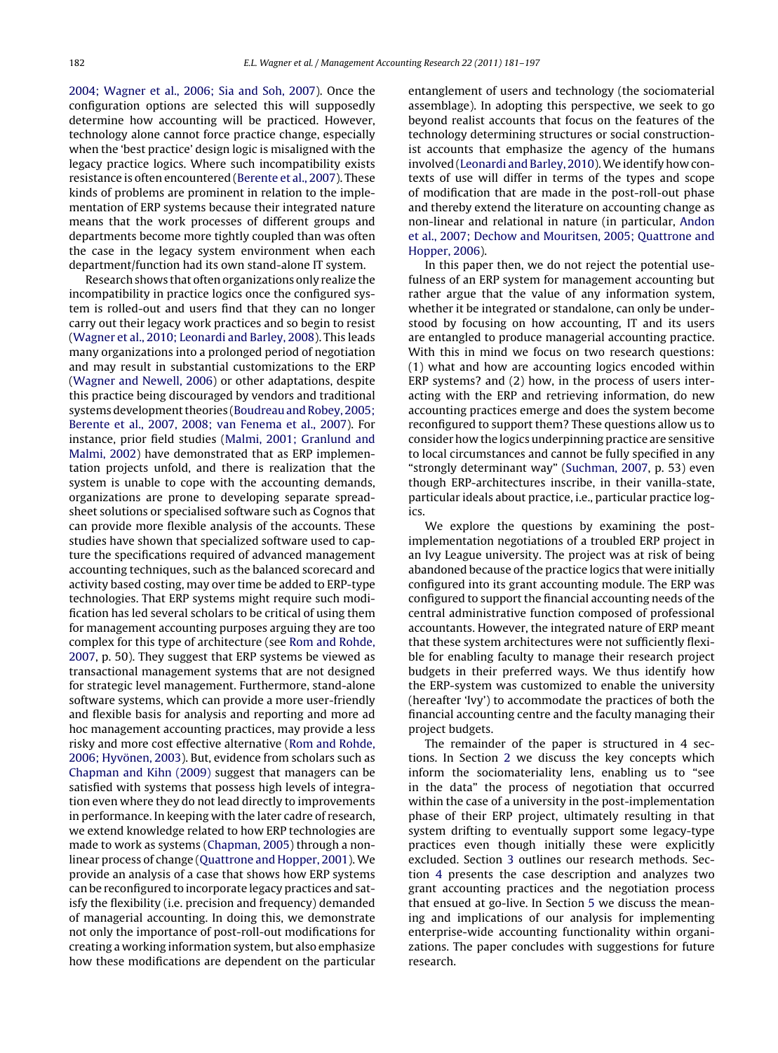2004; Wagner et al., 2006; Sia and Soh, 2007). Once the configuration options are selected this will supposedly determine how accounting will be practiced. However, technology alone cannot force practice change, especially when the 'best practice' design logic is misaligned with the legacy practice logics. Where such incompatibility exists resistance is often encountered (Berente et al., 2007). These kinds of problems are prominent in relation to the implementation of ERP systems because their integrated nature means that the work processes of different groups and departments become more tightly coupled than was often the case in the legacy system environment when each department/function had its own stand-alone IT system.

Research shows that often organizations only realize the incompatibility in practice logics once the configured system is rolled-out and users find that they can no longer carry out their legacy work practices and so begin to resist (Wagner et al., 2010; Leonardi and Barley, 2008). This leads many organizations into a prolonged period of negotiation and may result in substantial customizations to the ERP (Wagner and Newell, 2006) or other adaptations, despite this practice being discouraged by vendors and traditional systems development theories (Boudreau and Robey, 2005; Berente et al., 2007, 2008; van Fenema et al., 2007). For instance, prior field studies (Malmi, 2001; Granlund and Malmi, 2002) have demonstrated that as ERP implementation projects unfold, and there is realization that the system is unable to cope with the accounting demands, organizations are prone to developing separate spreadsheet solutions or specialised software such as Cognos that can provide more flexible analysis of the accounts. These studies have shown that specialized software used to capture the specifications required of advanced management accounting techniques, such as the balanced scorecard and activity based costing, may over time be added to ERP-type technologies. That ERP systems might require such modification has led several scholars to be critical of using them for management accounting purposes arguing they are too complex for this type of architecture (see Rom and Rohde, 2007, p. 50). They suggest that ERP systems be viewed as transactional management systems that are not designed for strategic level management. Furthermore, stand-alone software systems, which can provide a more user-friendly and flexible basis for analysis and reporting and more ad hoc management accounting practices, may provide a less risky and more cost effective alternative (Rom and Rohde, 2006; Hyvönen, 2003). But, evidence from scholars such as Chapman and Kihn (2009) suggest that managers can be satisfied with systems that possess high levels of integration even where they do not lead directly to improvements in performance. In keeping with the later cadre of research, we extend knowledge related to how ERP technologies are made to work as systems (Chapman, 2005) through a non-linear process of change (Quattrone and Hopper, 2001). We provide an analysis of a case that shows how ERP systems can be reconfigured to incorporate legacy practices and satisfy the flexibility (i.e. precision and frequency) demanded of managerial accounting. In doing this, we demonstrate not only the importance of post-roll-out modifications for creating a working information system, but also emphasize how these modifications are dependent on the particular entanglement of users and technology (the sociomaterial assemblage). In adopting this perspective, we seek to go beyond realist accounts that focus on the features of the technology determining structures or social constructionist accounts that emphasize the agency of the humans involved (Leonardi and Barley, 2010). We identify how contexts of use will differ in terms of the types and scope of modification that are made in the post-roll-out phase and thereby extend the literature on accounting change as non-linear and relational in nature (in particular, Andon et al., 2007; Dechow and Mouritsen, 2005; Quattrone and Hopper, 2006).

In this paper then, we do not reject the potential usefulness of an ERP system for management accounting but rather argue that the value of any information system, whether it be integrated or standalone, can only be understood by focusing on how accounting, IT and its users are entangled to produce managerial accounting practice. With this in mind we focus on two research questions: (1) what and how are accounting logics encoded within ERP systems? and (2) how, in the process of users interacting with the ERP and retrieving information, do new accounting practices emerge and does the system become reconfigured to support them? These questions allow us to consider how the logics underpinning practice are sensitive to local circumstances and cannot be fully specified in any "strongly determinant way" (Suchman, 2007, p. 53) even though ERP-architectures inscribe, in their vanilla-state, particular ideals about practice, i.e., particular practice logics.

We explore the questions by examining the post-implementation negotiations of a troubled ERP project in an Ivy League university. The project was at risk of being abandoned because of the practice logics that were initially configured into its grant accounting module. The ERP was configured to support the financial accounting needs of the central administrative function composed of professional accountants. However, the integrated nature of ERP meant that these system architectures were not sufficiently flexible for enabling faculty to manage their research project budgets in their preferred ways. We thus identify how the ERP-system was customized to enable the university (hereafter 'Ivy') to accommodate the practices of both the financial accounting centre and the faculty managing their project budgets.

The remainder of the paper is structured in 4 sections. In Section 2 we discuss the key concepts which inform the sociomateriality lens, enabling us to "see in the data" the process of negotiation that occurred within the case of a university in the post-implementation phase of their ERP project, ultimately resulting in that system drifting to eventually support some legacy-type practices even though initially these were explicitly excluded. Section 3 outlines our research methods. Section 4 presents the case description and analyzes two grant accounting practices and the negotiation process that ensued at go-live. In Section 5 we discuss the meaning and implications of our analysis for implementing enterprise-wide accounting functionality within organizations. The paper concludes with suggestions for future research.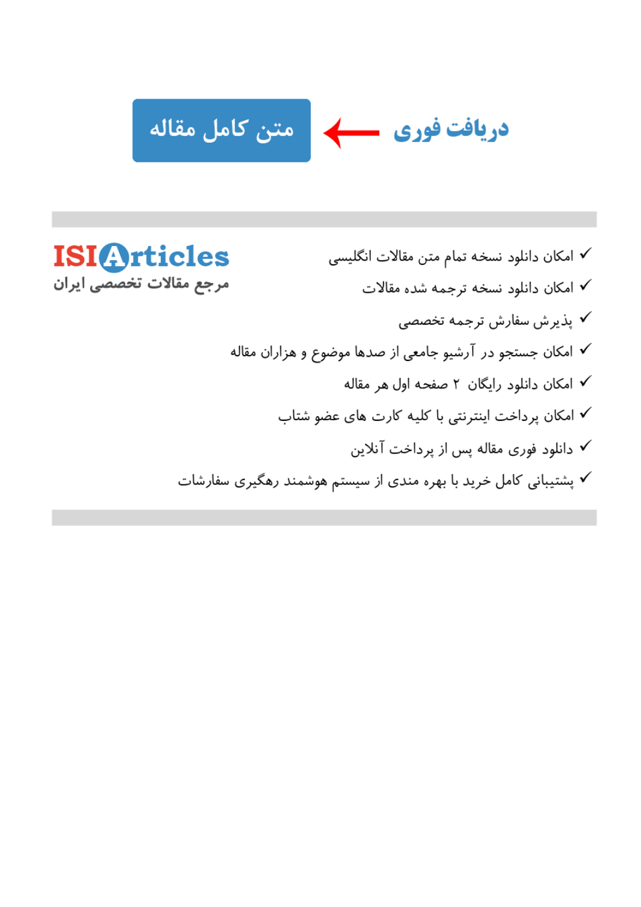دریافت فوری ← **متن کامل مقاله**

**ISIArticles**
مرجع مقالات تخصصی ایران

- ✓ امکان دانلود نسخه تمام متن مقالات انگلیسی
- ✓ امکان دانلود نسخه ترجمه شده مقالات
- ✓ پذیرش سفارش ترجمه تخصصی
- ✓ امکان جستجو در آرشیو جامعی از صدها موضوع و هزاران مقاله
- ✓ امکان دانلود رایگان ۲ صفحه اول هر مقاله
- ✓ امکان پرداخت اینترنتی با کلیه کارت های عضو شتاب
- ✓ دانلود فوری مقاله پس از پرداخت آنلاین
- ✓ پشتیبانی کامل خرید با بهره مندی از سیستم هوشمند رهگیری سفارشات